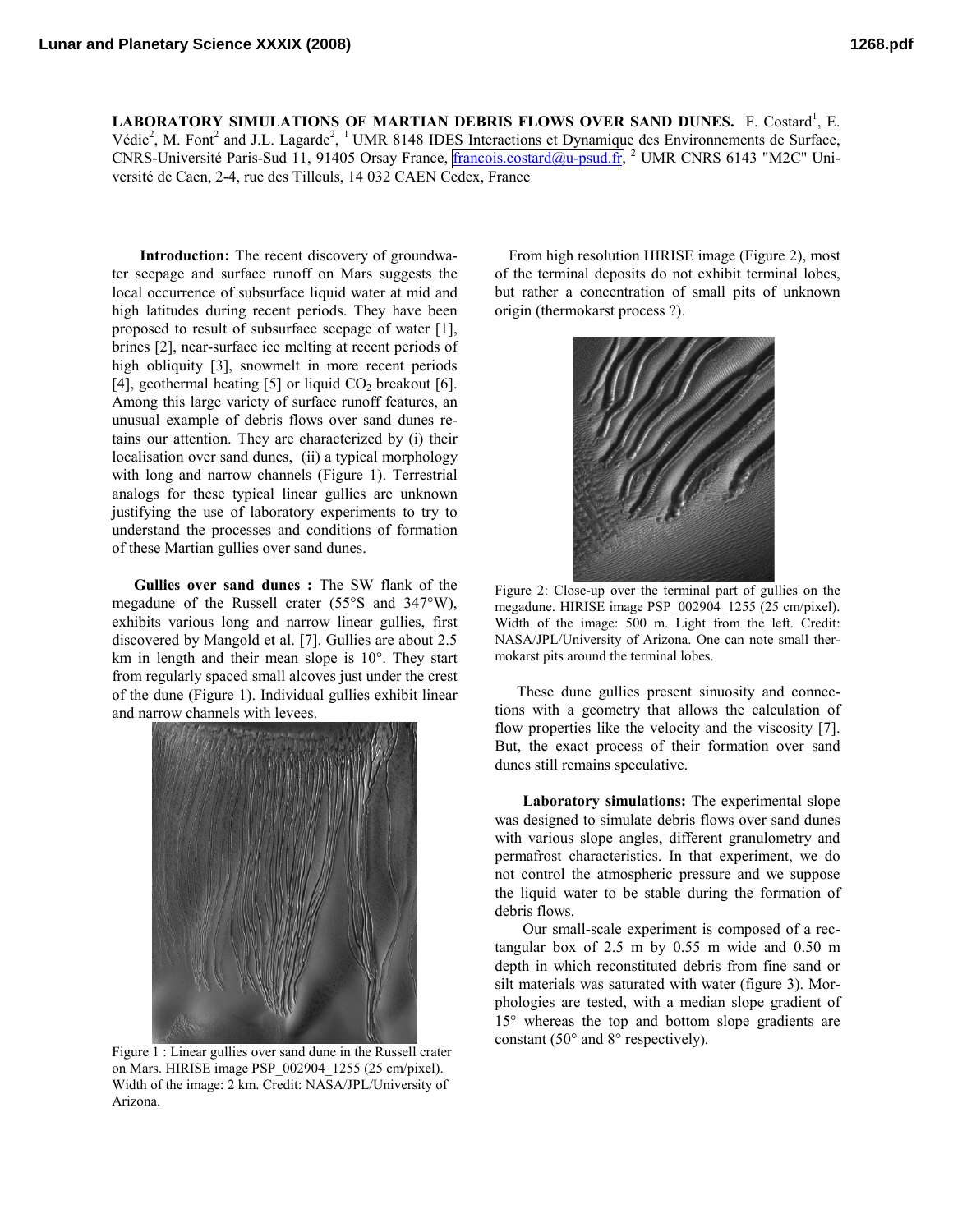# LABORATORY SIMULATIONS OF MARTIAN DEBRIS FLOWS OVER SAND DUNES.

F. Costard[1], E. Védie[2], M. Font[2] and J.L. Lagarde[2], [1] UMR 8148 IDES Interactions et Dynamique des Environnements de Surface, CNRS-Université Paris-Sud 11, 91405 Orsay France, francois.costard@u-psud.fr, [2] UMR CNRS 6143 "M2C" Université de Caen, 2-4, rue des Tilleuls, 14 032 CAEN Cedex, France

**Introduction:** The recent discovery of groundwater seepage and surface runoff on Mars suggests the local occurrence of subsurface liquid water at mid and high latitudes during recent periods. They have been proposed to result of subsurface seepage of water [1], brines [2], near-surface ice melting at recent periods of high obliquity [3], snowmelt in more recent periods [4], geothermal heating [5] or liquid $CO_2$ breakout [6]. Among this large variety of surface runoff features, an unusual example of debris flows over sand dunes retains our attention. They are characterized by (i) their localisation over sand dunes, (ii) a typical morphology with long and narrow channels (Figure 1). Terrestrial analogs for these typical linear gullies are unknown justifying the use of laboratory experiments to try to understand the processes and conditions of formation of these Martian gullies over sand dunes.

**Gullies over sand dunes :** The SW flank of the megadune of the Russell crater (55°S and 347°W), exhibits various long and narrow linear gullies, first discovered by Mangold et al. [7]. Gullies are about 2.5 km in length and their mean slope is 10°. They start from regularly spaced small alcoves just under the crest of the dune (Figure 1). Individual gullies exhibit linear and narrow channels with levees.

Figure 1 : Linear gullies over sand dune in the Russell crater on Mars. HIRISE image PSP_002904_1255 (25 cm/pixel). Width of the image: 2 km. Credit: NASA/JPL/University of Arizona.

From high resolution HIRISE image (Figure 2), most of the terminal deposits do not exhibit terminal lobes, but rather a concentration of small pits of unknown origin (thermokarst process ?).

Figure 2: Close-up over the terminal part of gullies on the megadune. HIRISE image PSP_002904_1255 (25 cm/pixel). Width of the image: 500 m. Light from the left. Credit: NASA/JPL/University of Arizona. One can note small thermokarst pits around the terminal lobes.

These dune gullies present sinuosity and connections with a geometry that allows the calculation of flow properties like the velocity and the viscosity [7]. But, the exact process of their formation over sand dunes still remains speculative.

**Laboratory simulations:** The experimental slope was designed to simulate debris flows over sand dunes with various slope angles, different granulometry and permafrost characteristics. In that experiment, we do not control the atmospheric pressure and we suppose the liquid water to be stable during the formation of debris flows.

Our small-scale experiment is composed of a rectangular box of 2.5 m by 0.55 m wide and 0.50 m depth in which reconstituted debris from fine sand or silt materials was saturated with water (figure 3). Morphologies are tested, with a median slope gradient of 15° whereas the top and bottom slope gradients are constant (50° and 8° respectively).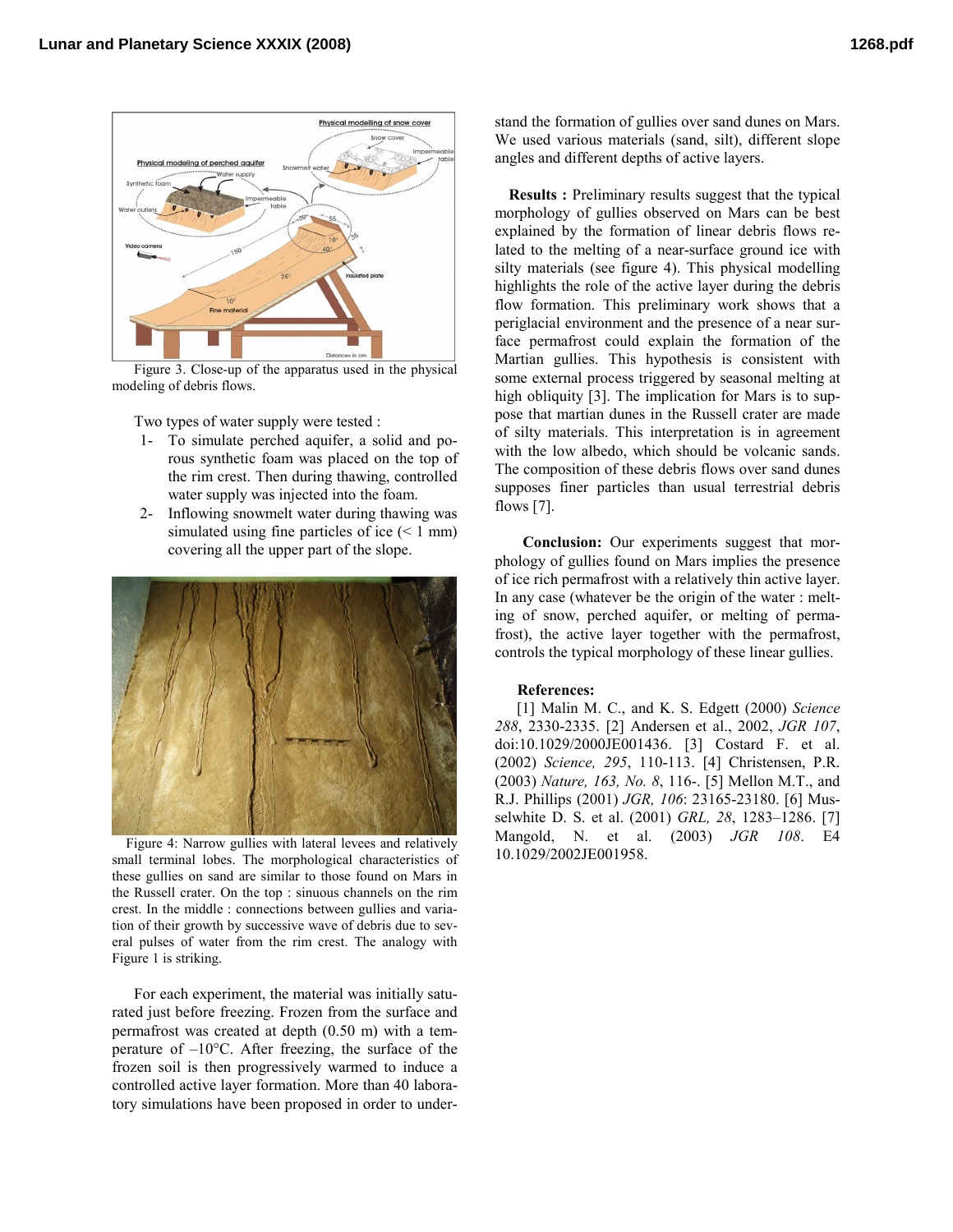Physical modelling of snow cover

Snow cover

Impermeable table

Snowmelt water

Physical modeling of perched aquifer

Water supply

Synthetic foam

Impermeable table

Water outlets

20°

55

35

10°

40°

Video camera

150

25°

Insulated plate

10°

Fine material

Distances in cm

Figure 3. Close-up of the apparatus used in the physical modeling of debris flows.

Two types of water supply were tested :

1- To simulate perched aquifer, a solid and porous synthetic foam was placed on the top of the rim crest. Then during thawing, controlled water supply was injected into the foam.
2- Inflowing snowmelt water during thawing was simulated using fine particles of ice (< 1 mm) covering all the upper part of the slope.

Figure 4: Narrow gullies with lateral levees and relatively small terminal lobes. The morphological characteristics of these gullies on sand are similar to those found on Mars in the Russell crater. On the top : sinuous channels on the rim crest. In the middle : connections between gullies and variation of their growth by successive wave of debris due to several pulses of water from the rim crest. The analogy with Figure 1 is striking.

For each experiment, the material was initially saturated just before freezing. Frozen from the surface and permafrost was created at depth (0.50 m) with a temperature of –10°C. After freezing, the surface of the frozen soil is then progressively warmed to induce a controlled active layer formation. More than 40 laboratory simulations have been proposed in order to understand the formation of gullies over sand dunes on Mars. We used various materials (sand, silt), different slope angles and different depths of active layers.

**Results :** Preliminary results suggest that the typical morphology of gullies observed on Mars can be best explained by the formation of linear debris flows related to the melting of a near-surface ground ice with silty materials (see figure 4). This physical modelling highlights the role of the active layer during the debris flow formation. This preliminary work shows that a periglacial environment and the presence of a near surface permafrost could explain the formation of the Martian gullies. This hypothesis is consistent with some external process triggered by seasonal melting at high obliquity [3]. The implication for Mars is to suppose that martian dunes in the Russell crater are made of silty materials. This interpretation is in agreement with the low albedo, which should be volcanic sands. The composition of these debris flows over sand dunes supposes finer particles than usual terrestrial debris flows [7].

**Conclusion:** Our experiments suggest that morphology of gullies found on Mars implies the presence of ice rich permafrost with a relatively thin active layer. In any case (whatever be the origin of the water : melting of snow, perched aquifer, or melting of permafrost), the active layer together with the permafrost, controls the typical morphology of these linear gullies.

**References:**

[1] Malin M. C., and K. S. Edgett (2000) *Science 288*, 2330-2335. [2] Andersen et al., 2002, *JGR 107*, doi:10.1029/2000JE001436. [3] Costard F. et al. (2002) *Science, 295*, 110-113. [4] Christensen, P.R. (2003) *Nature, 163, No. 8*, 116-. [5] Mellon M.T., and R.J. Phillips (2001) *JGR, 106*: 23165-23180. [6] Musselwhite D. S. et al. (2001) *GRL, 28*, 1283–1286. [7] Mangold, N. et al. (2003) *JGR 108*. E4 10.1029/2002JE001958.